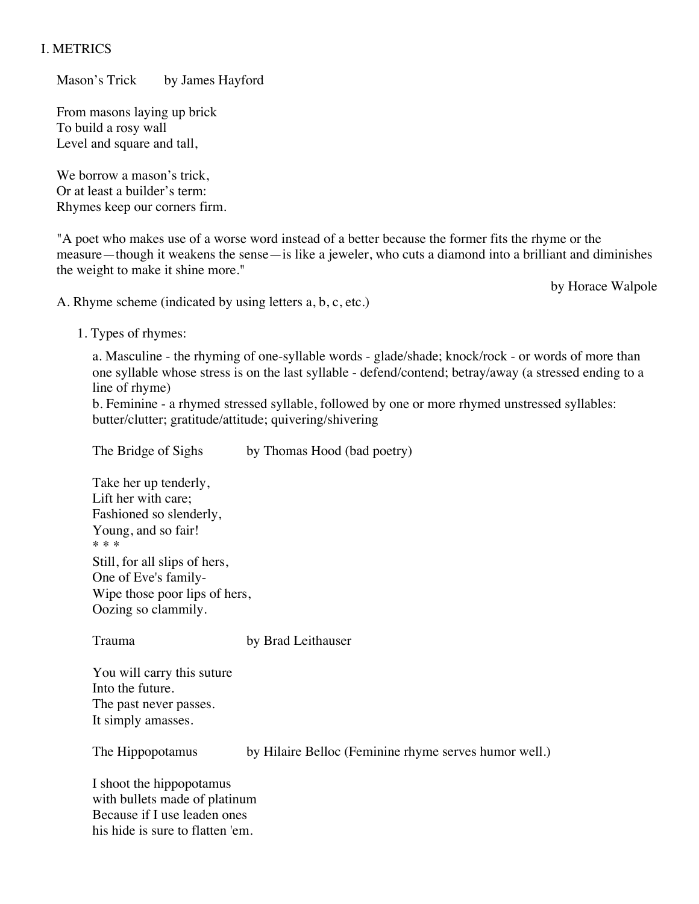# I. METRICS

Mason's Trick        by James Hayford

From masons laying up brick  
To build a rosy wall  
Level and square and tall,

We borrow a mason's trick,  
Or at least a builder's term:  
Rhymes keep our corners firm.

"A poet who makes use of a worse word instead of a better because the former fits the rhyme or the measure—though it weakens the sense—is like a jeweler, who cuts a diamond into a brilliant and diminishes the weight to make it shine more."

by Horace Walpole

## A. Rhyme scheme (indicated by using letters a, b, c, etc.)

### 1. Types of rhymes:

a. Masculine - the rhyming of one-syllable words - glade/shade; knock/rock - or words of more than one syllable whose stress is on the last syllable - defend/contend; betray/away (a stressed ending to a line of rhyme)

b. Feminine - a rhymed stressed syllable, followed by one or more rhymed unstressed syllables: butter/clutter; gratitude/attitude; quivering/shivering

The Bridge of Sighs        by Thomas Hood (bad poetry)

Take her up tenderly,  
Lift her with care;  
Fashioned so slenderly,  
Young, and so fair!  
* * *  
Still, for all slips of hers,  
One of Eve's family-  
Wipe those poor lips of hers,  
Oozing so clammily.

Trauma        by Brad Leithauser

You will carry this suture  
Into the future.  
The past never passes.  
It simply amasses.

The Hippopotamus        by Hilaire Belloc (Feminine rhyme serves humor well.)

I shoot the hippopotamus  
with bullets made of platinum  
Because if I use leaden ones  
his hide is sure to flatten 'em.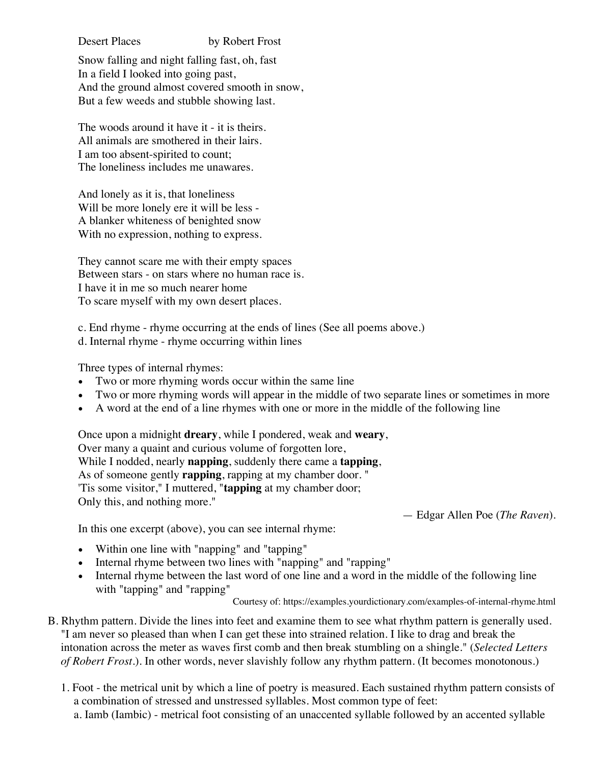Desert Places by Robert Frost

Snow falling and night falling fast, oh, fast
In a field I looked into going past,
And the ground almost covered smooth in snow,
But a few weeds and stubble showing last.

The woods around it have it - it is theirs.
All animals are smothered in their lairs.
I am too absent-spirited to count;
The loneliness includes me unawares.

And lonely as it is, that loneliness
Will be more lonely ere it will be less -
A blanker whiteness of benighted snow
With no expression, nothing to express.

They cannot scare me with their empty spaces
Between stars - on stars where no human race is.
I have it in me so much nearer home
To scare myself with my own desert places.

c. End rhyme - rhyme occurring at the ends of lines (See all poems above.)
d. Internal rhyme - rhyme occurring within lines

Three types of internal rhymes:

- Two or more rhyming words occur within the same line
- Two or more rhyming words will appear in the middle of two separate lines or sometimes in more
- A word at the end of a line rhymes with one or more in the middle of the following line

Once upon a midnight **dreary**, while I pondered, weak and **weary**,
Over many a quaint and curious volume of forgotten lore,
While I nodded, nearly **napping**, suddenly there came a **tapping**,
As of someone gently **rapping**, rapping at my chamber door. "
'Tis some visitor," I muttered, "**tapping** at my chamber door;
Only this, and nothing more."

— Edgar Allen Poe (*The Raven*).

In this one excerpt (above), you can see internal rhyme:

- Within one line with "napping" and "tapping"
- Internal rhyme between two lines with "napping" and "rapping"
- Internal rhyme between the last word of one line and a word in the middle of the following line with "tapping" and "rapping"

Courtesy of: https://examples.yourdictionary.com/examples-of-internal-rhyme.html

B. Rhythm pattern. Divide the lines into feet and examine them to see what rhythm pattern is generally used. "I am never so pleased than when I can get these into strained relation. I like to drag and break the intonation across the meter as waves first comb and then break stumbling on a shingle." (*Selected Letters of Robert Frost*.). In other words, never slavishly follow any rhythm pattern. (It becomes monotonous.)

1. Foot - the metrical unit by which a line of poetry is measured. Each sustained rhythm pattern consists of a combination of stressed and unstressed syllables. Most common type of feet:
   a. Iamb (Iambic) - metrical foot consisting of an unaccented syllable followed by an accented syllable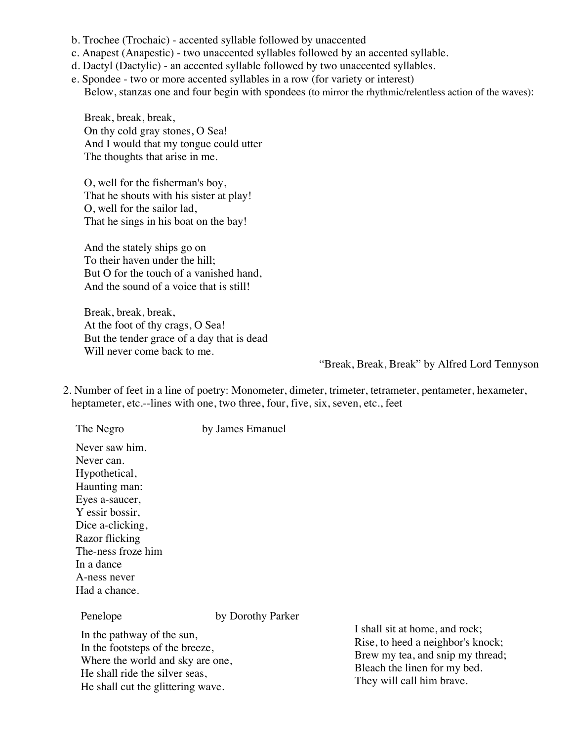b. Trochee (Trochaic) - accented syllable followed by unaccented

c. Anapest (Anapestic) - two unaccented syllables followed by an accented syllable.

d. Dactyl (Dactylic) - an accented syllable followed by two unaccented syllables.

e. Spondee - two or more accented syllables in a row (for variety or interest)
Below, stanzas one and four begin with spondees (to mirror the rhythmic/relentless action of the waves):

Break, break, break,
On thy cold gray stones, O Sea!
And I would that my tongue could utter
The thoughts that arise in me.

O, well for the fisherman's boy,
That he shouts with his sister at play!
O, well for the sailor lad,
That he sings in his boat on the bay!

And the stately ships go on
To their haven under the hill;
But O for the touch of a vanished hand,
And the sound of a voice that is still!

Break, break, break,
At the foot of thy crags, O Sea!
But the tender grace of a day that is dead
Will never come back to me.

"Break, Break, Break" by Alfred Lord Tennyson

2. Number of feet in a line of poetry: Monometer, dimeter, trimeter, tetrameter, pentameter, hexameter, heptameter, etc.--lines with one, two three, four, five, six, seven, etc., feet

The Negro by James Emanuel

Never saw him.
Never can.
Hypothetical,
Haunting man:
Eyes a-saucer,
Y essir bossir,
Dice a-clicking,
Razor flicking
The-ness froze him
In a dance
A-ness never
Had a chance.

Penelope by Dorothy Parker

In the pathway of the sun,
In the footsteps of the breeze,
Where the world and sky are one,
He shall ride the silver seas,
He shall cut the glittering wave.

I shall sit at home, and rock;
Rise, to heed a neighbor's knock;
Brew my tea, and snip my thread;
Bleach the linen for my bed.
They will call him brave.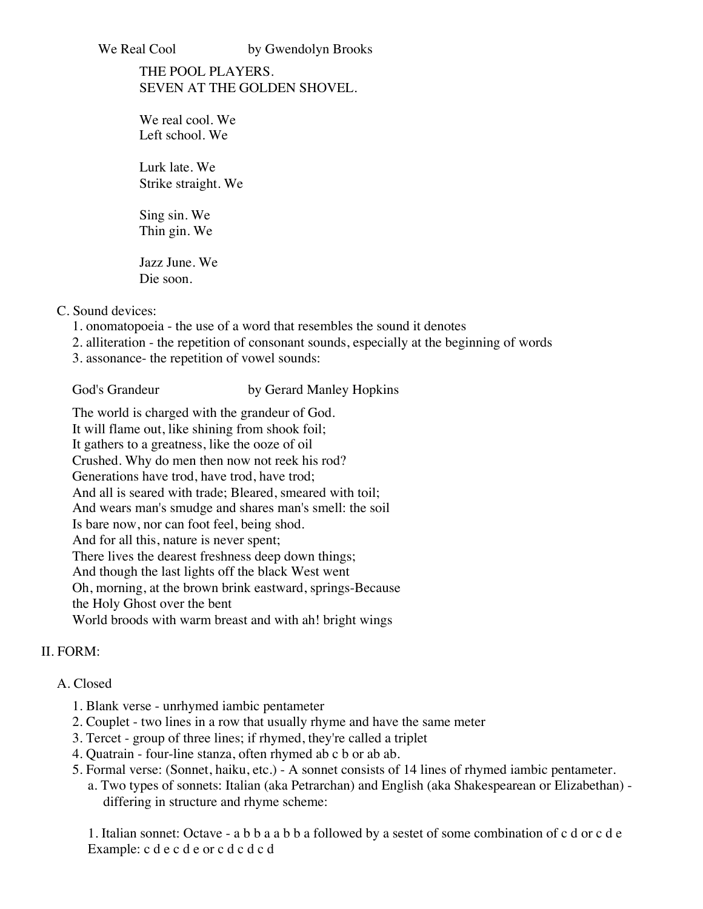We Real Cool by Gwendolyn Brooks

THE POOL PLAYERS.
SEVEN AT THE GOLDEN SHOVEL.

We real cool. We
Left school. We

Lurk late. We
Strike straight. We

Sing sin. We
Thin gin. We

Jazz June. We
Die soon.

C. Sound devices:

1. onomatopoeia - the use of a word that resembles the sound it denotes
2. alliteration - the repetition of consonant sounds, especially at the beginning of words
3. assonance- the repetition of vowel sounds:

God's Grandeur by Gerard Manley Hopkins

The world is charged with the grandeur of God.
It will flame out, like shining from shook foil;
It gathers to a greatness, like the ooze of oil
Crushed. Why do men then now not reek his rod?
Generations have trod, have trod, have trod;
And all is seared with trade; Bleared, smeared with toil;
And wears man's smudge and shares man's smell: the soil
Is bare now, nor can foot feel, being shod.
And for all this, nature is never spent;
There lives the dearest freshness deep down things;
And though the last lights off the black West went
Oh, morning, at the brown brink eastward, springs-Because
the Holy Ghost over the bent
World broods with warm breast and with ah! bright wings

## II. FORM:

### A. Closed

1. Blank verse - unrhymed iambic pentameter
2. Couplet - two lines in a row that usually rhyme and have the same meter
3. Tercet - group of three lines; if rhymed, they're called a triplet
4. Quatrain - four-line stanza, often rhymed ab c b or ab ab.
5. Formal verse: (Sonnet, haiku, etc.) - A sonnet consists of 14 lines of rhymed iambic pentameter.
   a. Two types of sonnets: Italian (aka Petrarchan) and English (aka Shakespearean or Elizabethan) - differing in structure and rhyme scheme:

1. Italian sonnet: Octave - a b b a a b b a followed by a sestet of some combination of c d or c d e
Example: c d e c d e or c d c d c d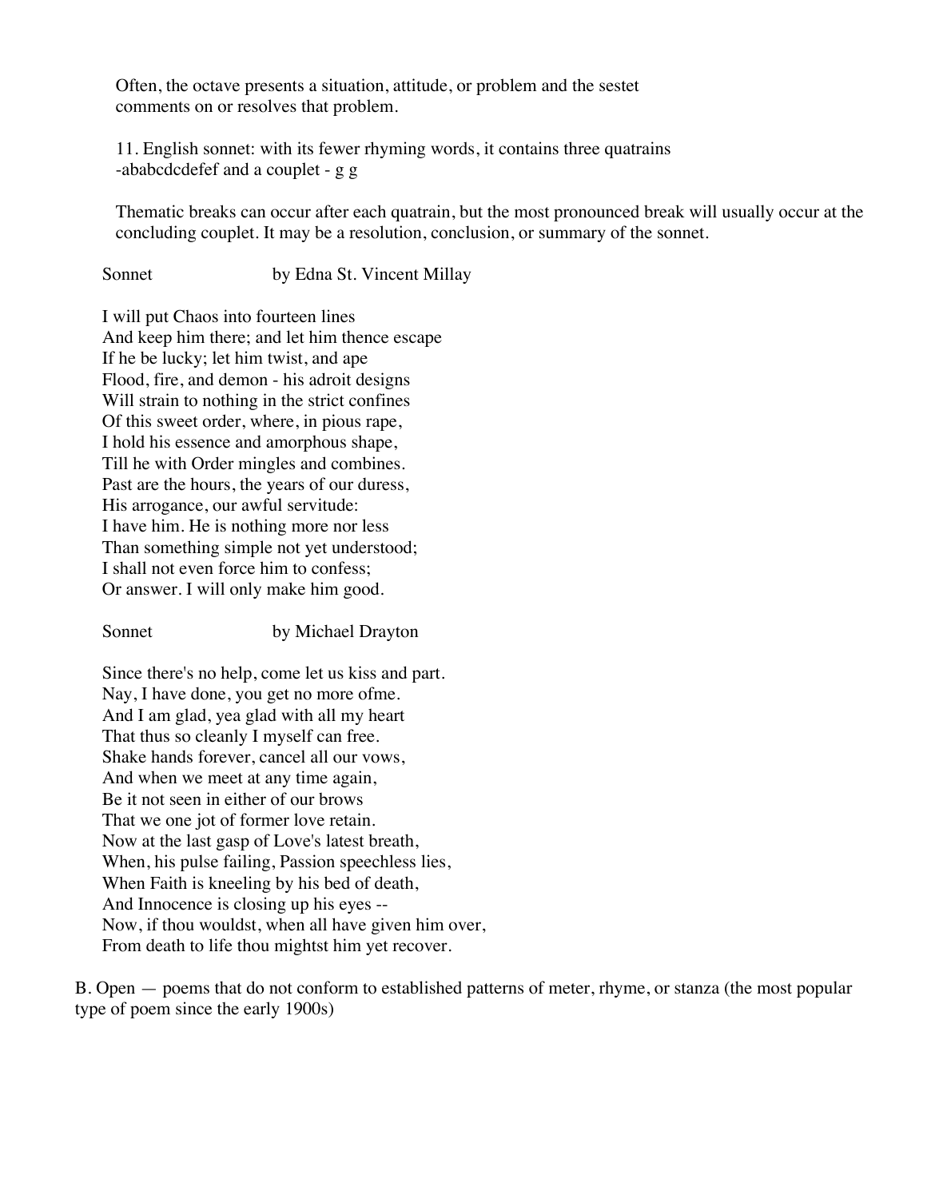Often, the octave presents a situation, attitude, or problem and the sestet comments on or resolves that problem.

11. English sonnet: with its fewer rhyming words, it contains three quatrains -ababcdcdefef and a couplet - g g

Thematic breaks can occur after each quatrain, but the most pronounced break will usually occur at the concluding couplet. It may be a resolution, conclusion, or summary of the sonnet.

Sonnet by Edna St. Vincent Millay

I will put Chaos into fourteen lines  
And keep him there; and let him thence escape  
If he be lucky; let him twist, and ape  
Flood, fire, and demon - his adroit designs  
Will strain to nothing in the strict confines  
Of this sweet order, where, in pious rape,  
I hold his essence and amorphous shape,  
Till he with Order mingles and combines.  
Past are the hours, the years of our duress,  
His arrogance, our awful servitude:  
I have him. He is nothing more nor less  
Than something simple not yet understood;  
I shall not even force him to confess;  
Or answer. I will only make him good.

Sonnet by Michael Drayton

Since there's no help, come let us kiss and part.  
Nay, I have done, you get no more ofme.  
And I am glad, yea glad with all my heart  
That thus so cleanly I myself can free.  
Shake hands forever, cancel all our vows,  
And when we meet at any time again,  
Be it not seen in either of our brows  
That we one jot of former love retain.  
Now at the last gasp of Love's latest breath,  
When, his pulse failing, Passion speechless lies,  
When Faith is kneeling by his bed of death,  
And Innocence is closing up his eyes --  
Now, if thou wouldst, when all have given him over,  
From death to life thou mightst him yet recover.

B. Open — poems that do not conform to established patterns of meter, rhyme, or stanza (the most popular type of poem since the early 1900s)